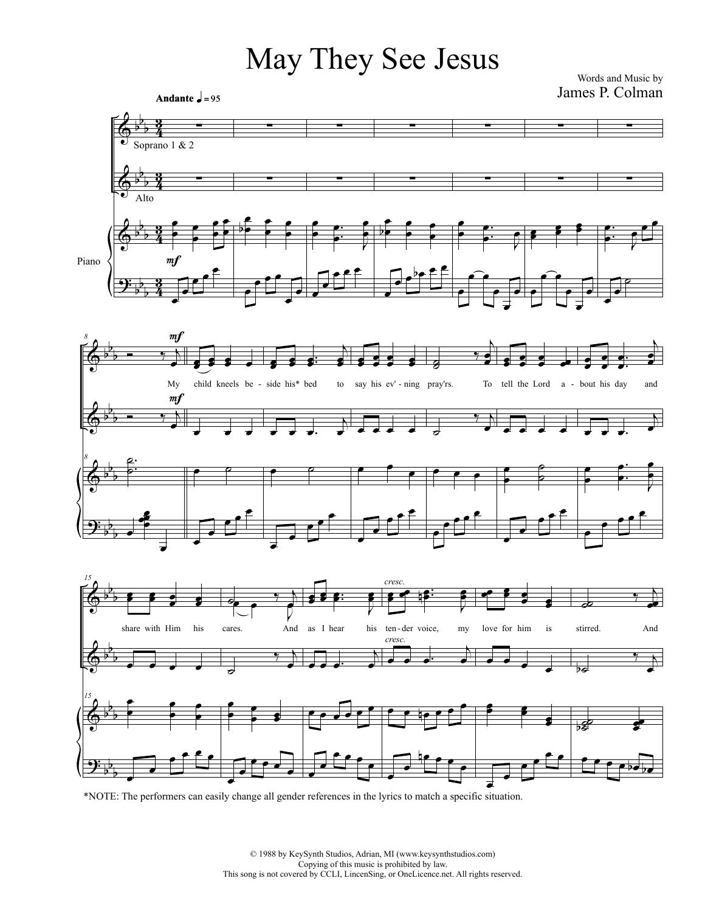# May They See Jesus

Words and Music by
James P. Colman

**Andante** ♩ = 95

Soprano 1 & 2

Alto

Piano

My child kneels be - side his* bed to say his ev' - ning pray'rs. To tell the Lord a - bout his day and share with Him his cares. And as I hear his ten - der voice, my love for him is stirred. And

*NOTE: The performers can easily change all gender references in the lyrics to match a specific situation.

© 1988 by KeySynth Studios, Adrian, MI (www.keysynthstudios.com)
Copying of this music is prohibited by law.
This song is not covered by CCLI, LincenSing, or OneLicence.net. All rights reserved.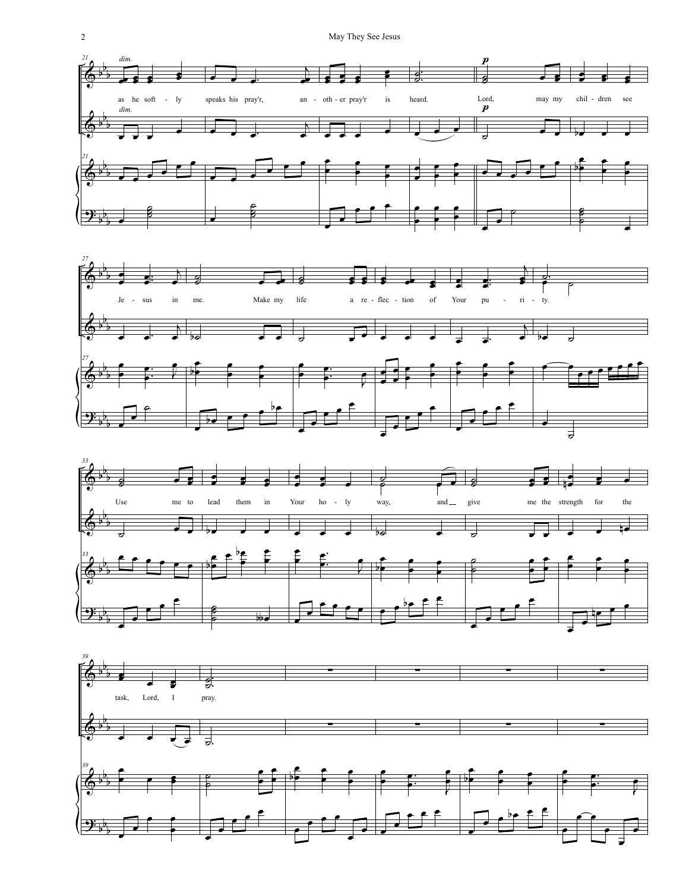*dim.*

as he soft - ly speaks his pray'r, an - oth - er pray'r is heard.

***p***

Lord, may my chil - dren see Je - sus in me. Make my life a - re - flec - tion of Your pu - ri - ty.

Use me to lead them in Your ho - ly way, and give me the strength for the task, Lord, I pray.